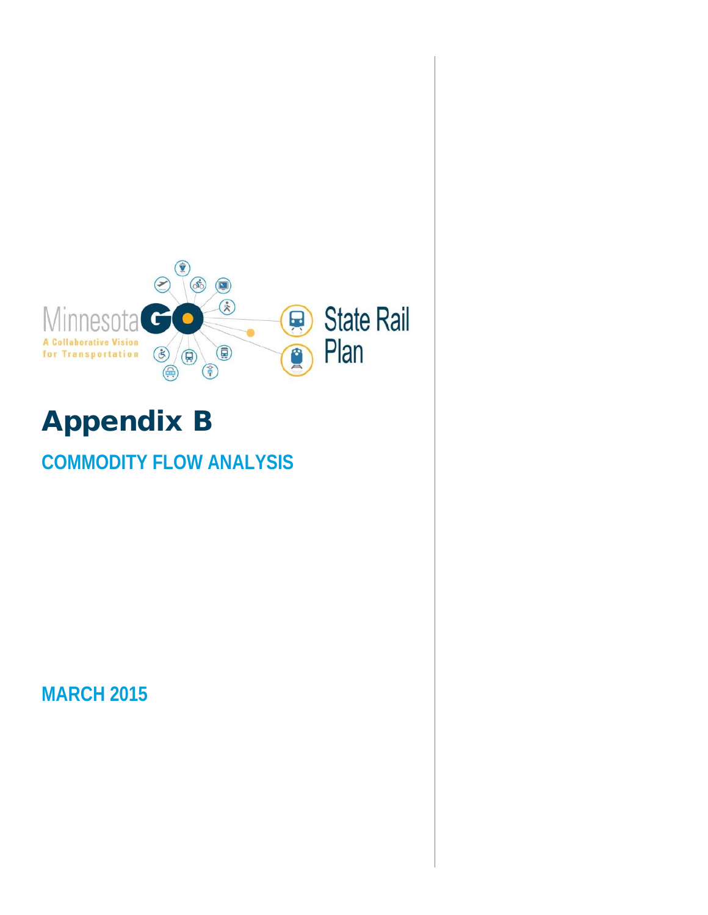Minnesota GO

A Collaborative Vision for Transportation

State Rail Plan

# Appendix B

## COMMODITY FLOW ANALYSIS

MARCH 2015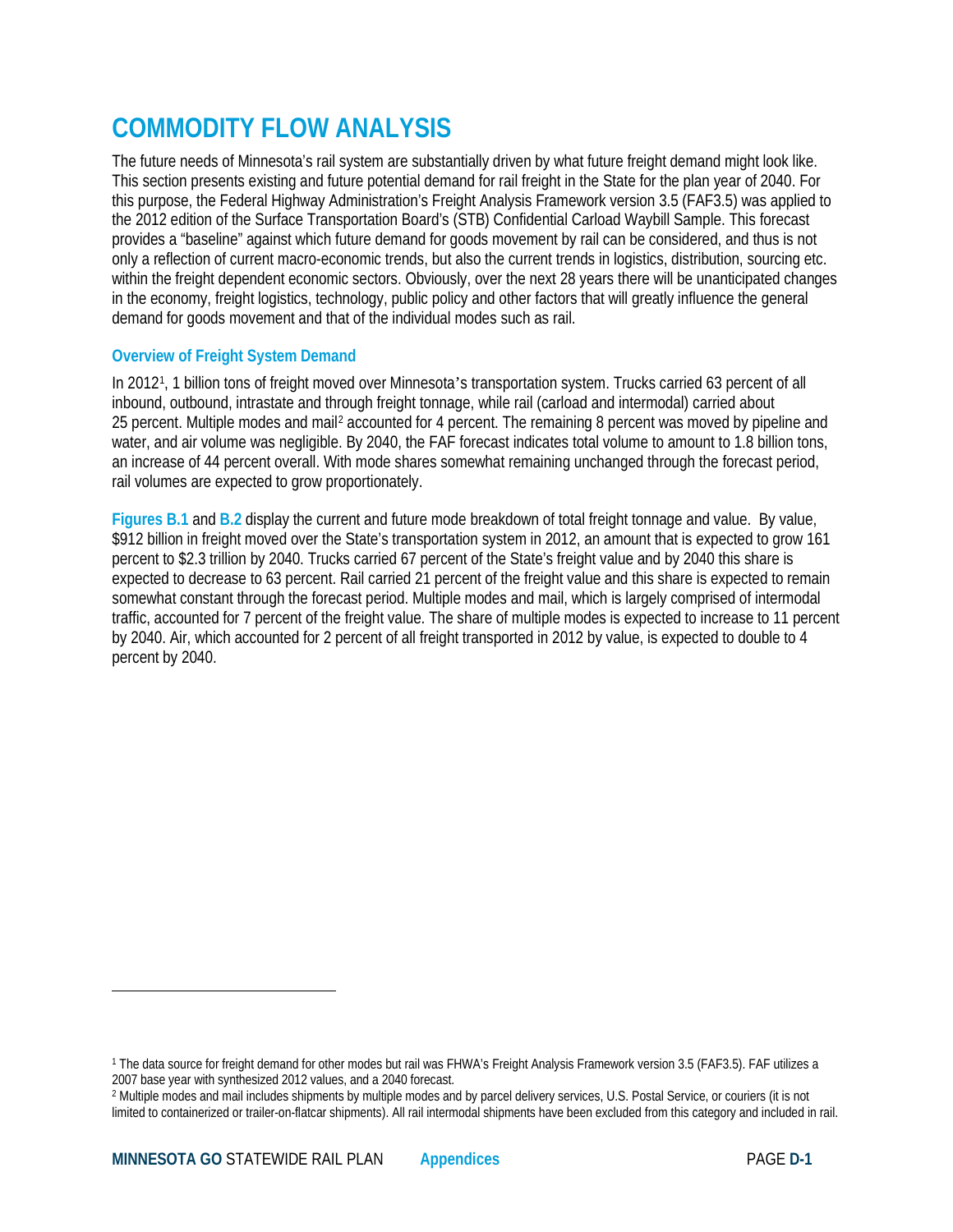# COMMODITY FLOW ANALYSIS

The future needs of Minnesota's rail system are substantially driven by what future freight demand might look like. This section presents existing and future potential demand for rail freight in the State for the plan year of 2040. For this purpose, the Federal Highway Administration's Freight Analysis Framework version 3.5 (FAF3.5) was applied to the 2012 edition of the Surface Transportation Board's (STB) Confidential Carload Waybill Sample. This forecast provides a "baseline" against which future demand for goods movement by rail can be considered, and thus is not only a reflection of current macro-economic trends, but also the current trends in logistics, distribution, sourcing etc. within the freight dependent economic sectors. Obviously, over the next 28 years there will be unanticipated changes in the economy, freight logistics, technology, public policy and other factors that will greatly influence the general demand for goods movement and that of the individual modes such as rail.

### Overview of Freight System Demand

In 2012[1], 1 billion tons of freight moved over Minnesota's transportation system. Trucks carried 63 percent of all inbound, outbound, intrastate and through freight tonnage, while rail (carload and intermodal) carried about 25 percent. Multiple modes and mail[2] accounted for 4 percent. The remaining 8 percent was moved by pipeline and water, and air volume was negligible. By 2040, the FAF forecast indicates total volume to amount to 1.8 billion tons, an increase of 44 percent overall. With mode shares somewhat remaining unchanged through the forecast period, rail volumes are expected to grow proportionately.

**Figures B.1** and **B.2** display the current and future mode breakdown of total freight tonnage and value. By value, $912 billion in freight moved over the State's transportation system in 2012, an amount that is expected to grow 161 percent to $2.3 trillion by 2040. Trucks carried 67 percent of the State's freight value and by 2040 this share is expected to decrease to 63 percent. Rail carried 21 percent of the freight value and this share is expected to remain somewhat constant through the forecast period. Multiple modes and mail, which is largely comprised of intermodal traffic, accounted for 7 percent of the freight value. The share of multiple modes is expected to increase to 11 percent by 2040. Air, which accounted for 2 percent of all freight transported in 2012 by value, is expected to double to 4 percent by 2040.

---

[1] The data source for freight demand for other modes but rail was FHWA's Freight Analysis Framework version 3.5 (FAF3.5). FAF utilizes a 2007 base year with synthesized 2012 values, and a 2040 forecast.

[2] Multiple modes and mail includes shipments by multiple modes and by parcel delivery services, U.S. Postal Service, or couriers (it is not limited to containerized or trailer-on-flatcar shipments). All rail intermodal shipments have been excluded from this category and included in rail.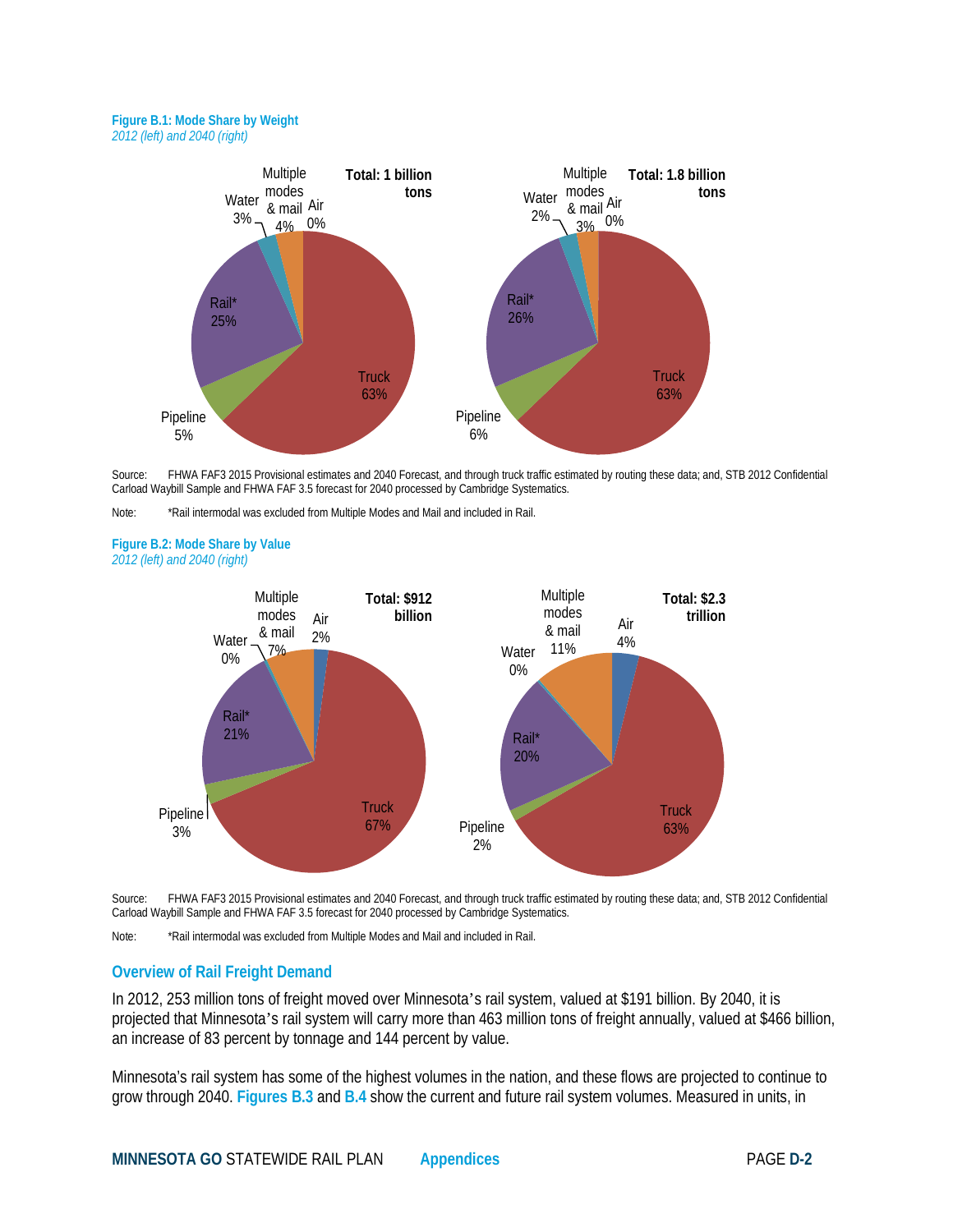**Figure B.1: Mode Share by Weight**
*2012 (left) and 2040 (right)*

Source: FHWA FAF3 2015 Provisional estimates and 2040 Forecast, and through truck traffic estimated by routing these data; and, STB 2012 Confidential Carload Waybill Sample and FHWA FAF 3.5 forecast for 2040 processed by Cambridge Systematics.

Note: *Rail intermodal was excluded from Multiple Modes and Mail and included in Rail.

**Figure B.2: Mode Share by Value**
*2012 (left) and 2040 (right)*

Source: FHWA FAF3 2015 Provisional estimates and 2040 Forecast, and through truck traffic estimated by routing these data; and, STB 2012 Confidential Carload Waybill Sample and FHWA FAF 3.5 forecast for 2040 processed by Cambridge Systematics.

Note: *Rail intermodal was excluded from Multiple Modes and Mail and included in Rail.

## Overview of Rail Freight Demand

In 2012, 253 million tons of freight moved over Minnesota's rail system, valued at $191 billion. By 2040, it is projected that Minnesota's rail system will carry more than 463 million tons of freight annually, valued at $466 billion, an increase of 83 percent by tonnage and 144 percent by value.

Minnesota's rail system has some of the highest volumes in the nation, and these flows are projected to continue to grow through 2040. Figures B.3 and B.4 show the current and future rail system volumes. Measured in units, in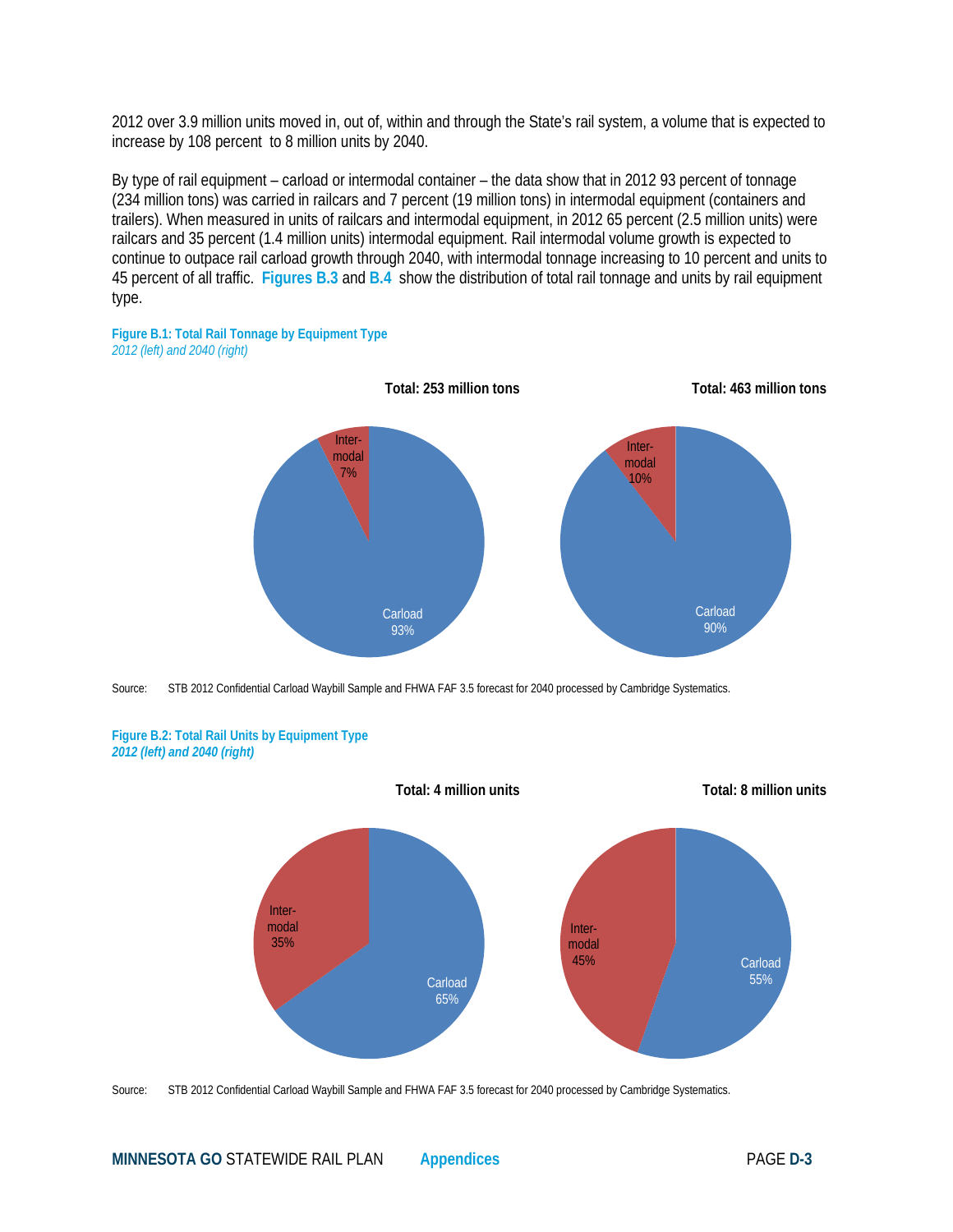2012 over 3.9 million units moved in, out of, within and through the State's rail system, a volume that is expected to increase by 108 percent to 8 million units by 2040.

By type of rail equipment – carload or intermodal container – the data show that in 2012 93 percent of tonnage (234 million tons) was carried in railcars and 7 percent (19 million tons) in intermodal equipment (containers and trailers). When measured in units of railcars and intermodal equipment, in 2012 65 percent (2.5 million units) were railcars and 35 percent (1.4 million units) intermodal equipment. Rail intermodal volume growth is expected to continue to outpace rail carload growth through 2040, with intermodal tonnage increasing to 10 percent and units to 45 percent of all traffic. **Figures B.3** and **B.4** show the distribution of total rail tonnage and units by rail equipment type.

**Figure B.1: Total Rail Tonnage by Equipment Type**
*2012 (left) and 2040 (right)*

| Equipment Type | 2012 (Total: 253 million tons) | 2040 (Total: 463 million tons) |
|---|---|---|
| Carload | 93% | 90% |
| Intermodal | 7% | 10% |

Source: STB 2012 Confidential Carload Waybill Sample and FHWA FAF 3.5 forecast for 2040 processed by Cambridge Systematics.

**Figure B.2: Total Rail Units by Equipment Type**
***2012 (left) and 2040 (right)***

| Equipment Type | 2012 (Total: 4 million units) | 2040 (Total: 8 million units) |
|---|---|---|
| Carload | 65% | 55% |
| Intermodal | 35% | 45% |

Source: STB 2012 Confidential Carload Waybill Sample and FHWA FAF 3.5 forecast for 2040 processed by Cambridge Systematics.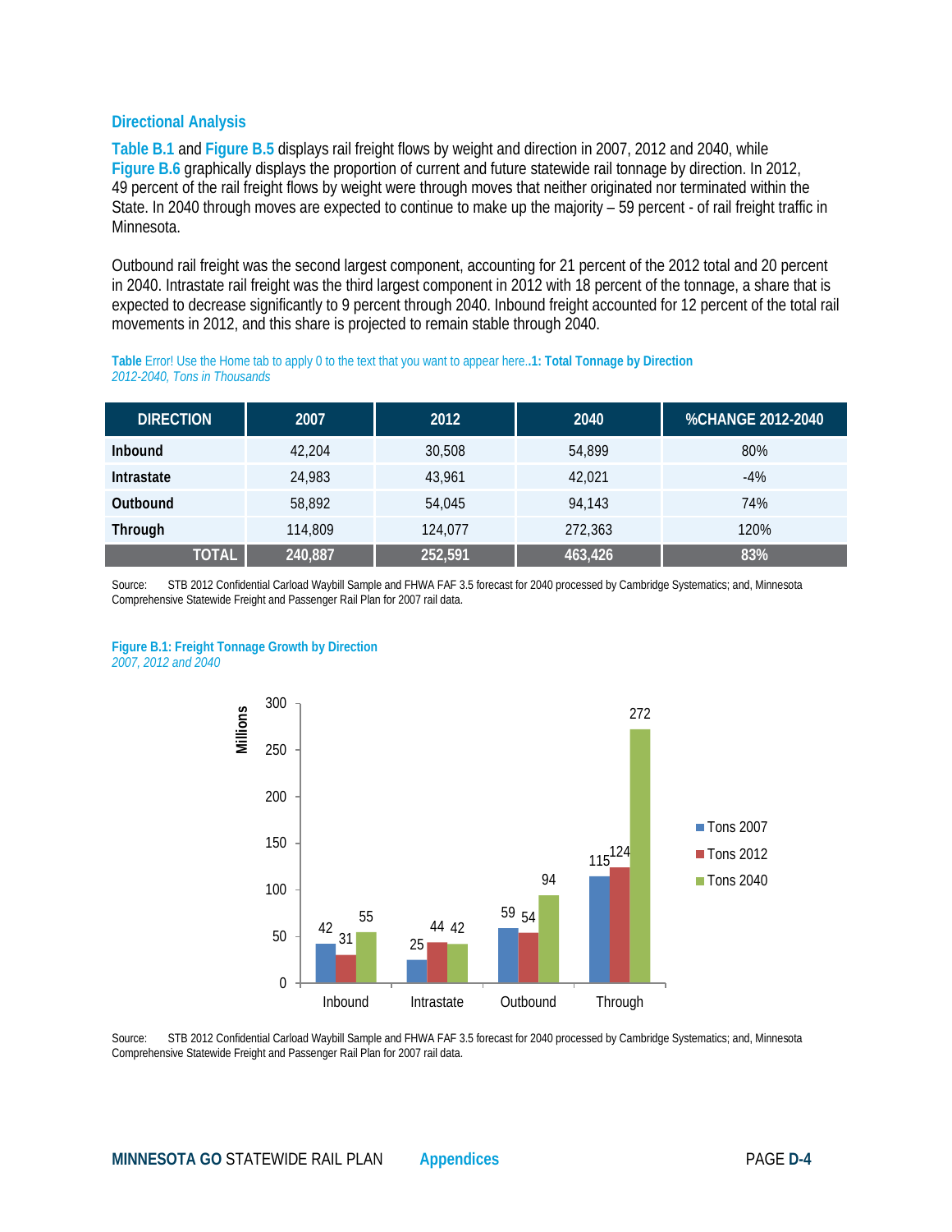### Directional Analysis

**Table B.1** and **Figure B.5** displays rail freight flows by weight and direction in 2007, 2012 and 2040, while **Figure B.6** graphically displays the proportion of current and future statewide rail tonnage by direction. In 2012, 49 percent of the rail freight flows by weight were through moves that neither originated nor terminated within the State. In 2040 through moves are expected to continue to make up the majority – 59 percent - of rail freight traffic in Minnesota.

Outbound rail freight was the second largest component, accounting for 21 percent of the 2012 total and 20 percent in 2040. Intrastate rail freight was the third largest component in 2012 with 18 percent of the tonnage, a share that is expected to decrease significantly to 9 percent through 2040. Inbound freight accounted for 12 percent of the total rail movements in 2012, and this share is projected to remain stable through 2040.

**Table** Error! Use the Home tab to apply 0 to the text that you want to appear here.**.1: Total Tonnage by Direction**
*2012-2040, Tons in Thousands*

| DIRECTION | 2007 | 2012 | 2040 | %CHANGE 2012-2040 |
|---|---|---|---|---|
| **Inbound** | 42,204 | 30,508 | 54,899 | 80% |
| **Intrastate** | 24,983 | 43,961 | 42,021 | -4% |
| **Outbound** | 58,892 | 54,045 | 94,143 | 74% |
| **Through** | 114,809 | 124,077 | 272,363 | 120% |
| **TOTAL** | **240,887** | **252,591** | **463,426** | **83%** |

Source: STB 2012 Confidential Carload Waybill Sample and FHWA FAF 3.5 forecast for 2040 processed by Cambridge Systematics; and, Minnesota Comprehensive Statewide Freight and Passenger Rail Plan for 2007 rail data.

**Figure B.1: Freight Tonnage Growth by Direction**
*2007, 2012 and 2040*

| Direction (Millions) | Tons 2007 | Tons 2012 | Tons 2040 |
|---|---|---|---|
| Inbound | 42 | 31 | 55 |
| Intrastate | 25 | 44 | 42 |
| Outbound | 59 | 54 | 94 |
| Through | 115 | 124 | 272 |

Source: STB 2012 Confidential Carload Waybill Sample and FHWA FAF 3.5 forecast for 2040 processed by Cambridge Systematics; and, Minnesota Comprehensive Statewide Freight and Passenger Rail Plan for 2007 rail data.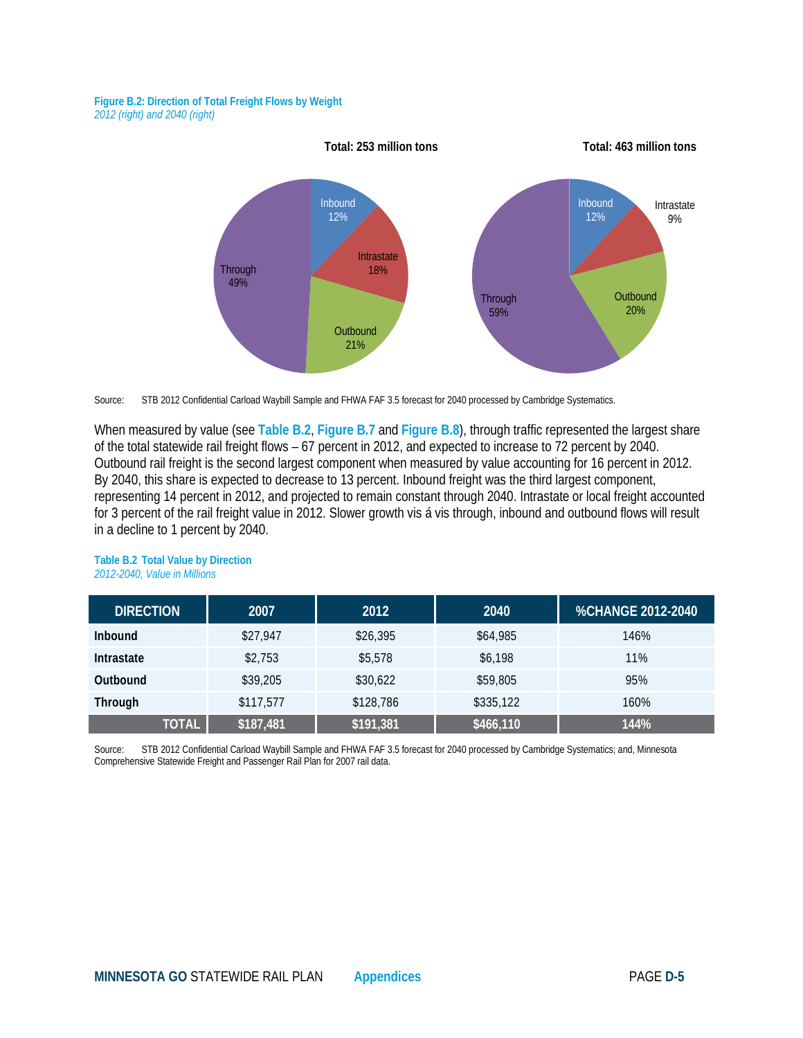**Figure B.2: Direction of Total Freight Flows by Weight**
*2012 (right) and 2040 (right)*

Total: 253 million tons

Inbound 12%
Intrastate 18%
Outbound 21%
Through 49%

Total: 463 million tons

Inbound 12%
Intrastate 9%
Outbound 20%
Through 59%

Source: STB 2012 Confidential Carload Waybill Sample and FHWA FAF 3.5 forecast for 2040 processed by Cambridge Systematics.

When measured by value (see **Table B.2**, **Figure B.7** and **Figure B.8**), through traffic represented the largest share of the total statewide rail freight flows – 67 percent in 2012, and expected to increase to 72 percent by 2040. Outbound rail freight is the second largest component when measured by value accounting for 16 percent in 2012. By 2040, this share is expected to decrease to 13 percent. Inbound freight was the third largest component, representing 14 percent in 2012, and projected to remain constant through 2040. Intrastate or local freight accounted for 3 percent of the rail freight value in 2012. Slower growth vis á vis through, inbound and outbound flows will result in a decline to 1 percent by 2040.

**Table B.2 Total Value by Direction**
*2012-2040, Value in Millions*

| DIRECTION | 2007 | 2012 | 2040 | %CHANGE 2012-2040 |
|---|---|---|---|---|
| **Inbound** | $27,947 | $26,395 | $64,985 | 146% |
| **Intrastate** | $2,753 | $5,578 | $6,198 | 11% |
| **Outbound** | $39,205 | $30,622 | $59,805 | 95% |
| **Through** | $117,577 | $128,786 | $335,122 | 160% |
| **TOTAL** | **$187,481** | **$191,381** | **$466,110** | **144%** |

Source: STB 2012 Confidential Carload Waybill Sample and FHWA FAF 3.5 forecast for 2040 processed by Cambridge Systematics; and, Minnesota Comprehensive Statewide Freight and Passenger Rail Plan for 2007 rail data.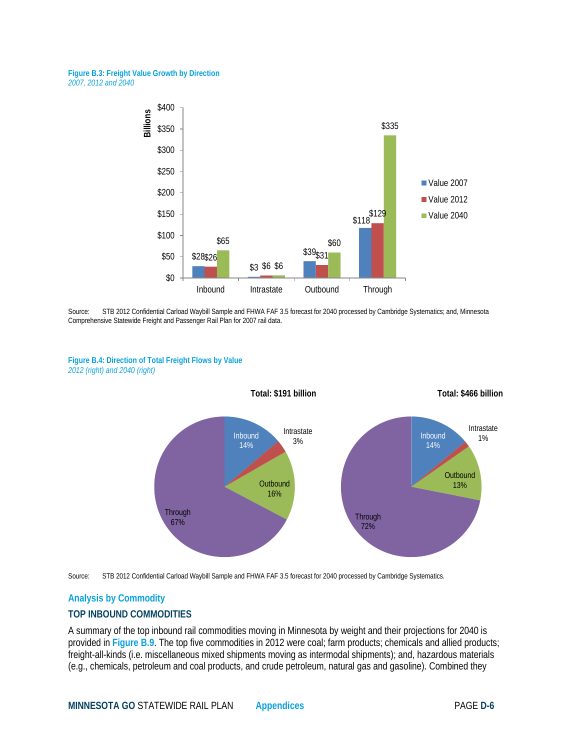**Figure B.3: Freight Value Growth by Direction**
*2007, 2012 and 2040*

| Billions | Value 2007 | Value 2012 | Value 2040 |
|---|---|---|---|
| Inbound | $28 | $26 | $65 |
| Intrastate | $3 | $6 | $6 |
| Outbound | $39 | $31 | $60 |
| Through | $118 | $129 | $335 |

Source: STB 2012 Confidential Carload Waybill Sample and FHWA FAF 3.5 forecast for 2040 processed by Cambridge Systematics; and, Minnesota Comprehensive Statewide Freight and Passenger Rail Plan for 2007 rail data.

**Figure B.4: Direction of Total Freight Flows by Value**
*2012 (right) and 2040 (right)*

| | Total: $191 billion | Total: $466 billion |
|---|---|---|
| Inbound | 14% | 14% |
| Intrastate | 3% | 1% |
| Outbound | 16% | 13% |
| Through | 67% | 72% |

Source: STB 2012 Confidential Carload Waybill Sample and FHWA FAF 3.5 forecast for 2040 processed by Cambridge Systematics.

## Analysis by Commodity

### TOP INBOUND COMMODITIES

A summary of the top inbound rail commodities moving in Minnesota by weight and their projections for 2040 is provided in **Figure B.9**. The top five commodities in 2012 were coal; farm products; chemicals and allied products; freight-all-kinds (i.e. miscellaneous mixed shipments moving as intermodal shipments); and, hazardous materials (e.g., chemicals, petroleum and coal products, and crude petroleum, natural gas and gasoline). Combined they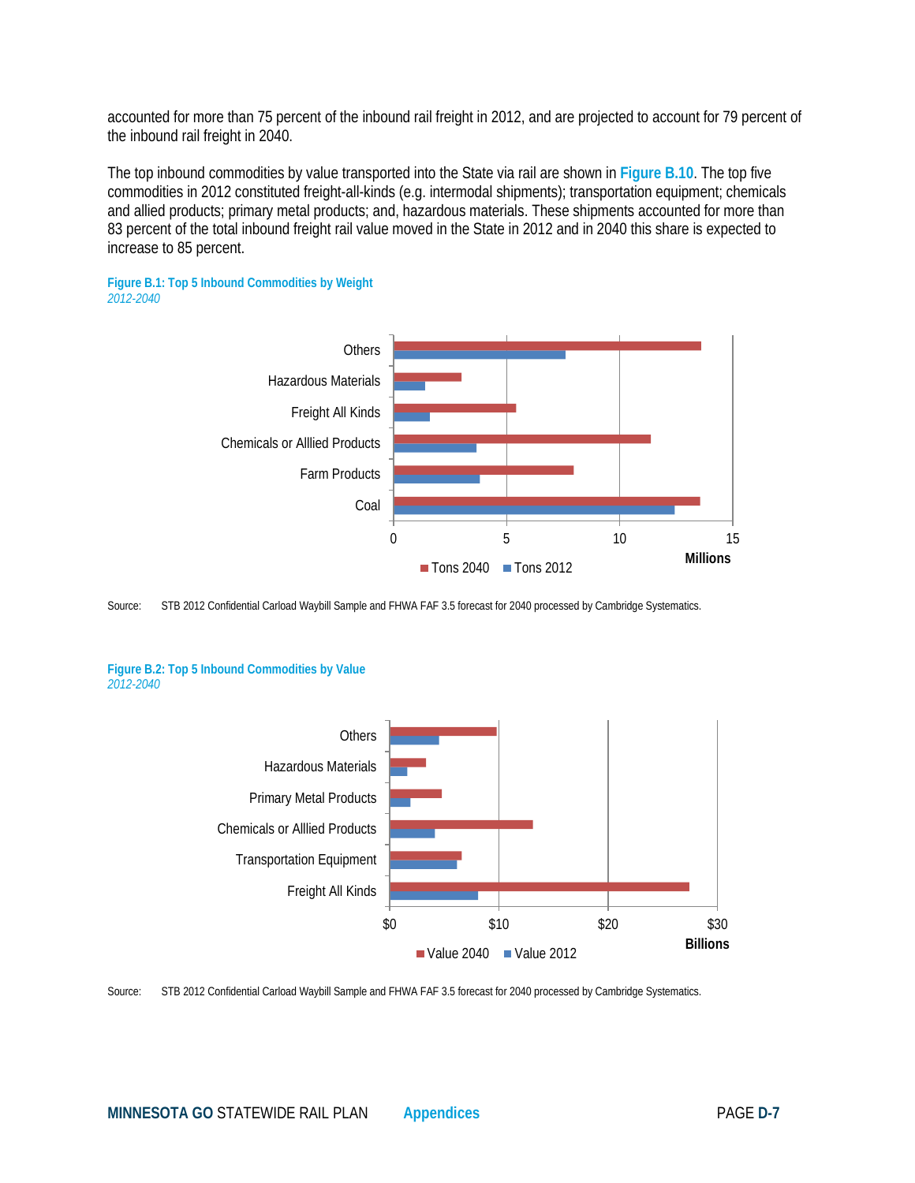accounted for more than 75 percent of the inbound rail freight in 2012, and are projected to account for 79 percent of the inbound rail freight in 2040.

The top inbound commodities by value transported into the State via rail are shown in **Figure B.10**. The top five commodities in 2012 constituted freight-all-kinds (e.g. intermodal shipments); transportation equipment; chemicals and allied products; primary metal products; and, hazardous materials. These shipments accounted for more than 83 percent of the total inbound freight rail value moved in the State in 2012 and in 2040 this share is expected to increase to 85 percent.

**Figure B.1: Top 5 Inbound Commodities by Weight**
*2012-2040*

Source: STB 2012 Confidential Carload Waybill Sample and FHWA FAF 3.5 forecast for 2040 processed by Cambridge Systematics.

**Figure B.2: Top 5 Inbound Commodities by Value**
*2012-2040*

Source: STB 2012 Confidential Carload Waybill Sample and FHWA FAF 3.5 forecast for 2040 processed by Cambridge Systematics.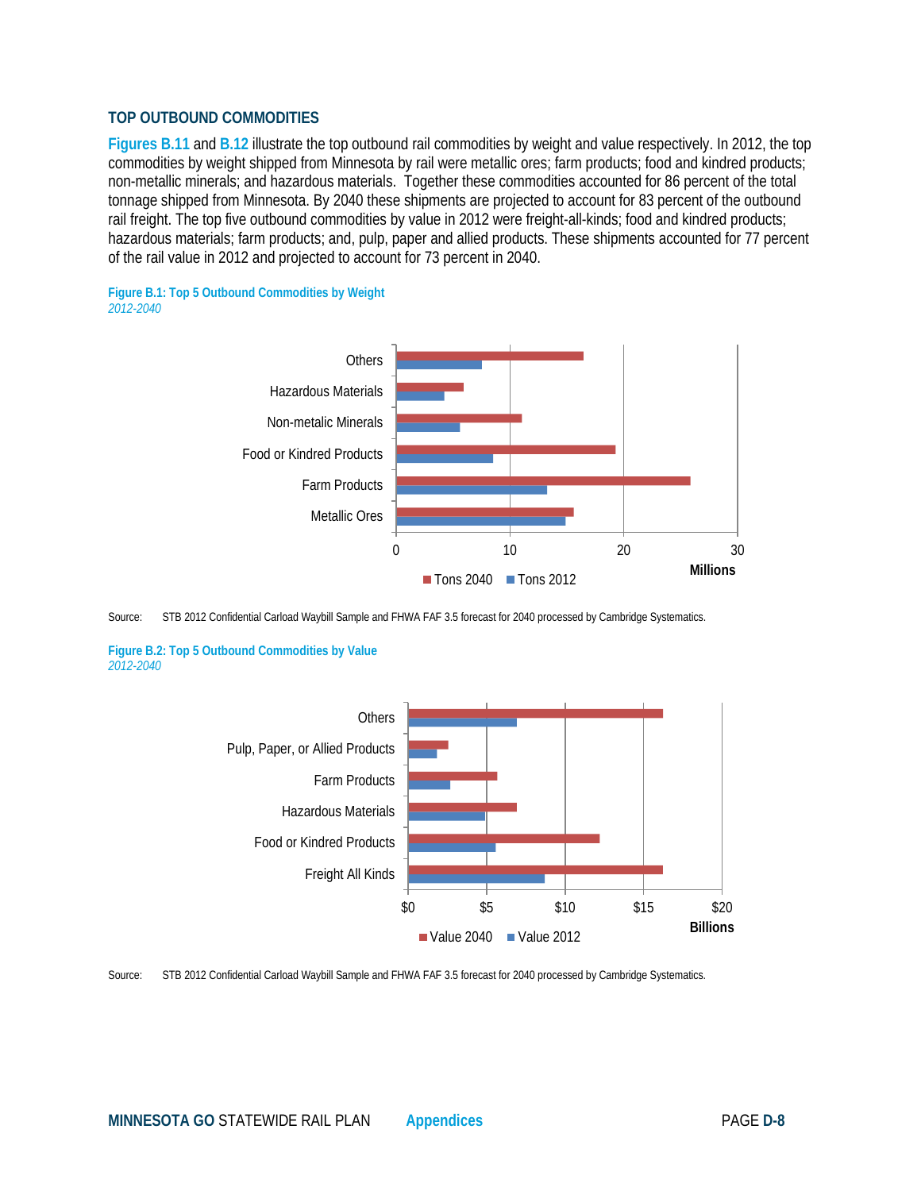## TOP OUTBOUND COMMODITIES

**Figures B.11** and **B.12** illustrate the top outbound rail commodities by weight and value respectively. In 2012, the top commodities by weight shipped from Minnesota by rail were metallic ores; farm products; food and kindred products; non-metallic minerals; and hazardous materials. Together these commodities accounted for 86 percent of the total tonnage shipped from Minnesota. By 2040 these shipments are projected to account for 83 percent of the outbound rail freight. The top five outbound commodities by value in 2012 were freight-all-kinds; food and kindred products; hazardous materials; farm products; and, pulp, paper and allied products. These shipments accounted for 77 percent of the rail value in 2012 and projected to account for 73 percent in 2040.

**Figure B.1: Top 5 Outbound Commodities by Weight**
*2012-2040*

Source: STB 2012 Confidential Carload Waybill Sample and FHWA FAF 3.5 forecast for 2040 processed by Cambridge Systematics.

**Figure B.2: Top 5 Outbound Commodities by Value**
*2012-2040*

Source: STB 2012 Confidential Carload Waybill Sample and FHWA FAF 3.5 forecast for 2040 processed by Cambridge Systematics.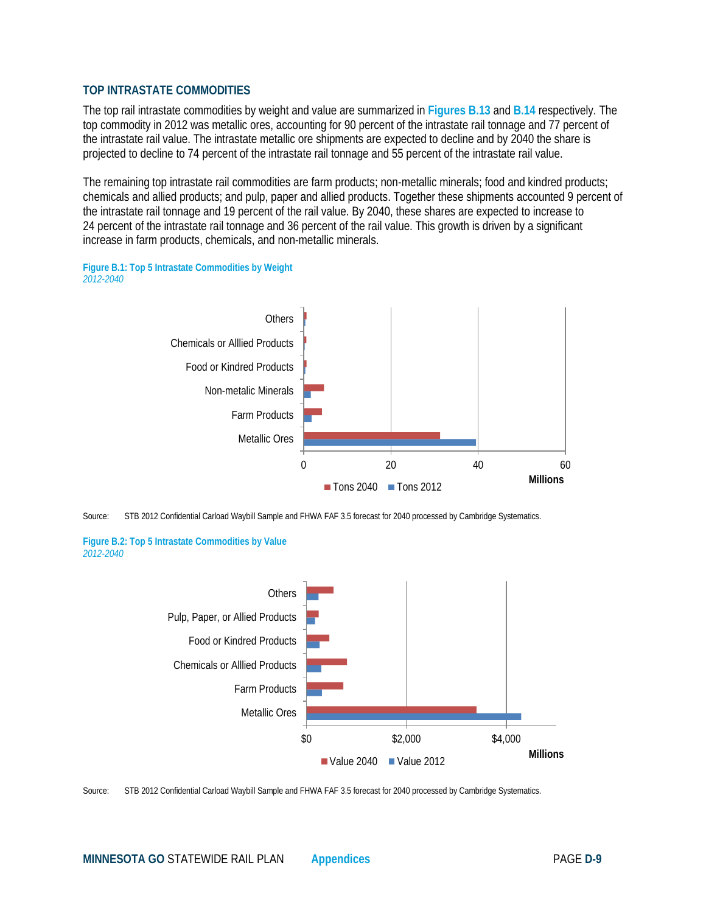### TOP INTRASTATE COMMODITIES

The top rail intrastate commodities by weight and value are summarized in **Figures B.13** and **B.14** respectively. The top commodity in 2012 was metallic ores, accounting for 90 percent of the intrastate rail tonnage and 77 percent of the intrastate rail value. The intrastate metallic ore shipments are expected to decline and by 2040 the share is projected to decline to 74 percent of the intrastate rail tonnage and 55 percent of the intrastate rail value.

The remaining top intrastate rail commodities are farm products; non-metallic minerals; food and kindred products; chemicals and allied products; and pulp, paper and allied products. Together these shipments accounted 9 percent of the intrastate rail tonnage and 19 percent of the rail value. By 2040, these shares are expected to increase to 24 percent of the intrastate rail tonnage and 36 percent of the rail value. This growth is driven by a significant increase in farm products, chemicals, and non-metallic minerals.

**Figure B.1: Top 5 Intrastate Commodities by Weight**
*2012-2040*

Others

Chemicals or Alllied Products

Food or Kindred Products

Non-metalic Minerals

Farm Products

Metallic Ores

0 20 40 60

Millions

Tons 2040 Tons 2012

Source: STB 2012 Confidential Carload Waybill Sample and FHWA FAF 3.5 forecast for 2040 processed by Cambridge Systematics.

**Figure B.2: Top 5 Intrastate Commodities by Value**
*2012-2040*

Others

Pulp, Paper, or Allied Products

Food or Kindred Products

Chemicals or Alllied Products

Farm Products

Metallic Ores

$0 $2,000 $4,000

Millions

Value 2040 Value 2012

Source: STB 2012 Confidential Carload Waybill Sample and FHWA FAF 3.5 forecast for 2040 processed by Cambridge Systematics.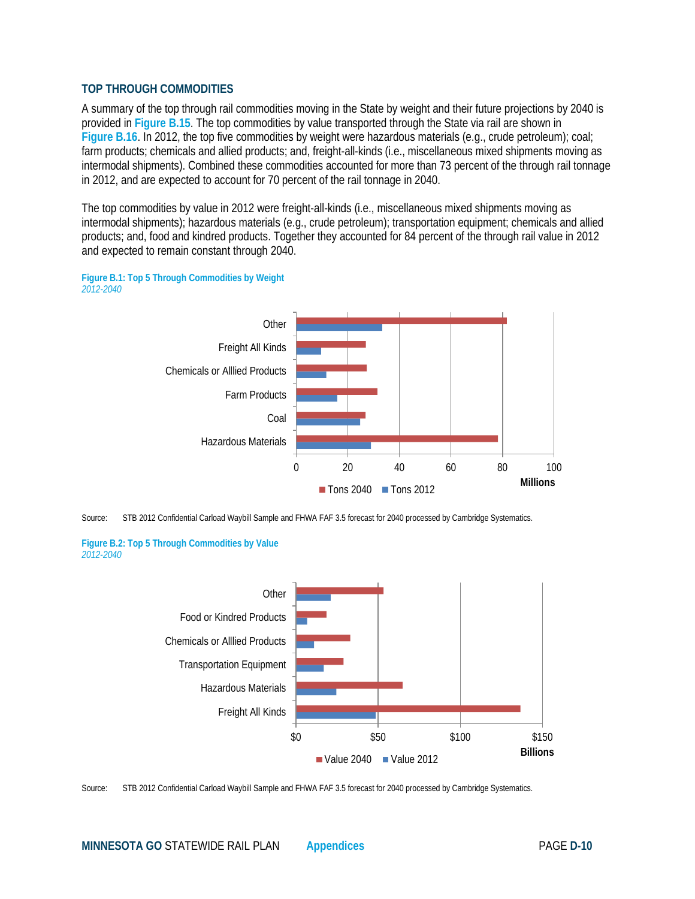### TOP THROUGH COMMODITIES

A summary of the top through rail commodities moving in the State by weight and their future projections by 2040 is provided in **Figure B.15**. The top commodities by value transported through the State via rail are shown in **Figure B.16**. In 2012, the top five commodities by weight were hazardous materials (e.g., crude petroleum); coal; farm products; chemicals and allied products; and, freight-all-kinds (i.e., miscellaneous mixed shipments moving as intermodal shipments). Combined these commodities accounted for more than 73 percent of the through rail tonnage in 2012, and are expected to account for 70 percent of the rail tonnage in 2040.

The top commodities by value in 2012 were freight-all-kinds (i.e., miscellaneous mixed shipments moving as intermodal shipments); hazardous materials (e.g., crude petroleum); transportation equipment; chemicals and allied products; and, food and kindred products. Together they accounted for 84 percent of the through rail value in 2012 and expected to remain constant through 2040.

**Figure B.1: Top 5 Through Commodities by Weight**
*2012-2040*

Source: STB 2012 Confidential Carload Waybill Sample and FHWA FAF 3.5 forecast for 2040 processed by Cambridge Systematics.

**Figure B.2: Top 5 Through Commodities by Value**
*2012-2040*

Source: STB 2012 Confidential Carload Waybill Sample and FHWA FAF 3.5 forecast for 2040 processed by Cambridge Systematics.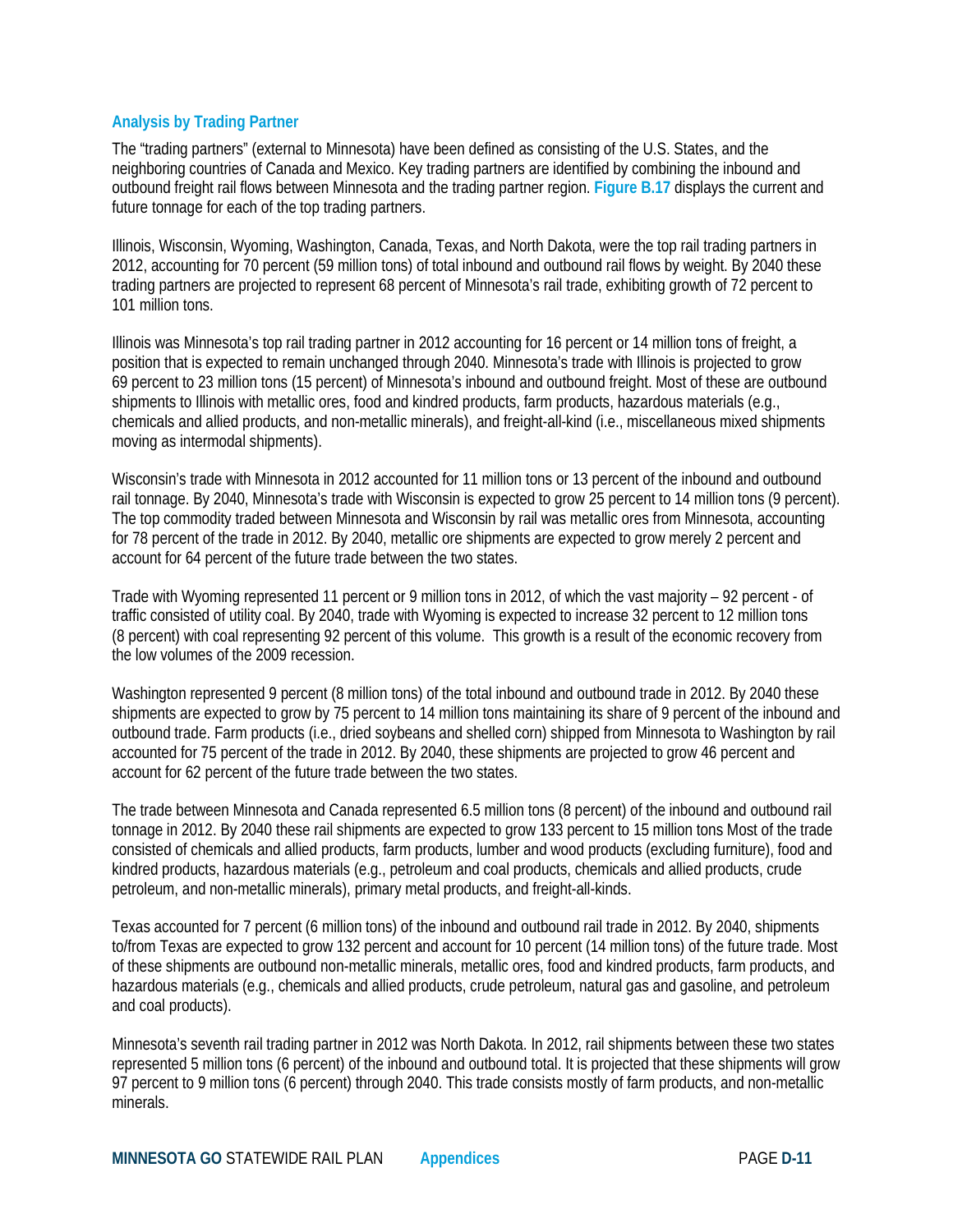### Analysis by Trading Partner

The "trading partners" (external to Minnesota) have been defined as consisting of the U.S. States, and the neighboring countries of Canada and Mexico. Key trading partners are identified by combining the inbound and outbound freight rail flows between Minnesota and the trading partner region. **Figure B.17** displays the current and future tonnage for each of the top trading partners.

Illinois, Wisconsin, Wyoming, Washington, Canada, Texas, and North Dakota, were the top rail trading partners in 2012, accounting for 70 percent (59 million tons) of total inbound and outbound rail flows by weight. By 2040 these trading partners are projected to represent 68 percent of Minnesota's rail trade, exhibiting growth of 72 percent to 101 million tons.

Illinois was Minnesota's top rail trading partner in 2012 accounting for 16 percent or 14 million tons of freight, a position that is expected to remain unchanged through 2040. Minnesota's trade with Illinois is projected to grow 69 percent to 23 million tons (15 percent) of Minnesota's inbound and outbound freight. Most of these are outbound shipments to Illinois with metallic ores, food and kindred products, farm products, hazardous materials (e.g., chemicals and allied products, and non-metallic minerals), and freight-all-kind (i.e., miscellaneous mixed shipments moving as intermodal shipments).

Wisconsin's trade with Minnesota in 2012 accounted for 11 million tons or 13 percent of the inbound and outbound rail tonnage. By 2040, Minnesota's trade with Wisconsin is expected to grow 25 percent to 14 million tons (9 percent). The top commodity traded between Minnesota and Wisconsin by rail was metallic ores from Minnesota, accounting for 78 percent of the trade in 2012. By 2040, metallic ore shipments are expected to grow merely 2 percent and account for 64 percent of the future trade between the two states.

Trade with Wyoming represented 11 percent or 9 million tons in 2012, of which the vast majority – 92 percent - of traffic consisted of utility coal. By 2040, trade with Wyoming is expected to increase 32 percent to 12 million tons (8 percent) with coal representing 92 percent of this volume. This growth is a result of the economic recovery from the low volumes of the 2009 recession.

Washington represented 9 percent (8 million tons) of the total inbound and outbound trade in 2012. By 2040 these shipments are expected to grow by 75 percent to 14 million tons maintaining its share of 9 percent of the inbound and outbound trade. Farm products (i.e., dried soybeans and shelled corn) shipped from Minnesota to Washington by rail accounted for 75 percent of the trade in 2012. By 2040, these shipments are projected to grow 46 percent and account for 62 percent of the future trade between the two states.

The trade between Minnesota and Canada represented 6.5 million tons (8 percent) of the inbound and outbound rail tonnage in 2012. By 2040 these rail shipments are expected to grow 133 percent to 15 million tons Most of the trade consisted of chemicals and allied products, farm products, lumber and wood products (excluding furniture), food and kindred products, hazardous materials (e.g., petroleum and coal products, chemicals and allied products, crude petroleum, and non-metallic minerals), primary metal products, and freight-all-kinds.

Texas accounted for 7 percent (6 million tons) of the inbound and outbound rail trade in 2012. By 2040, shipments to/from Texas are expected to grow 132 percent and account for 10 percent (14 million tons) of the future trade. Most of these shipments are outbound non-metallic minerals, metallic ores, food and kindred products, farm products, and hazardous materials (e.g., chemicals and allied products, crude petroleum, natural gas and gasoline, and petroleum and coal products).

Minnesota's seventh rail trading partner in 2012 was North Dakota. In 2012, rail shipments between these two states represented 5 million tons (6 percent) of the inbound and outbound total. It is projected that these shipments will grow 97 percent to 9 million tons (6 percent) through 2040. This trade consists mostly of farm products, and non-metallic minerals.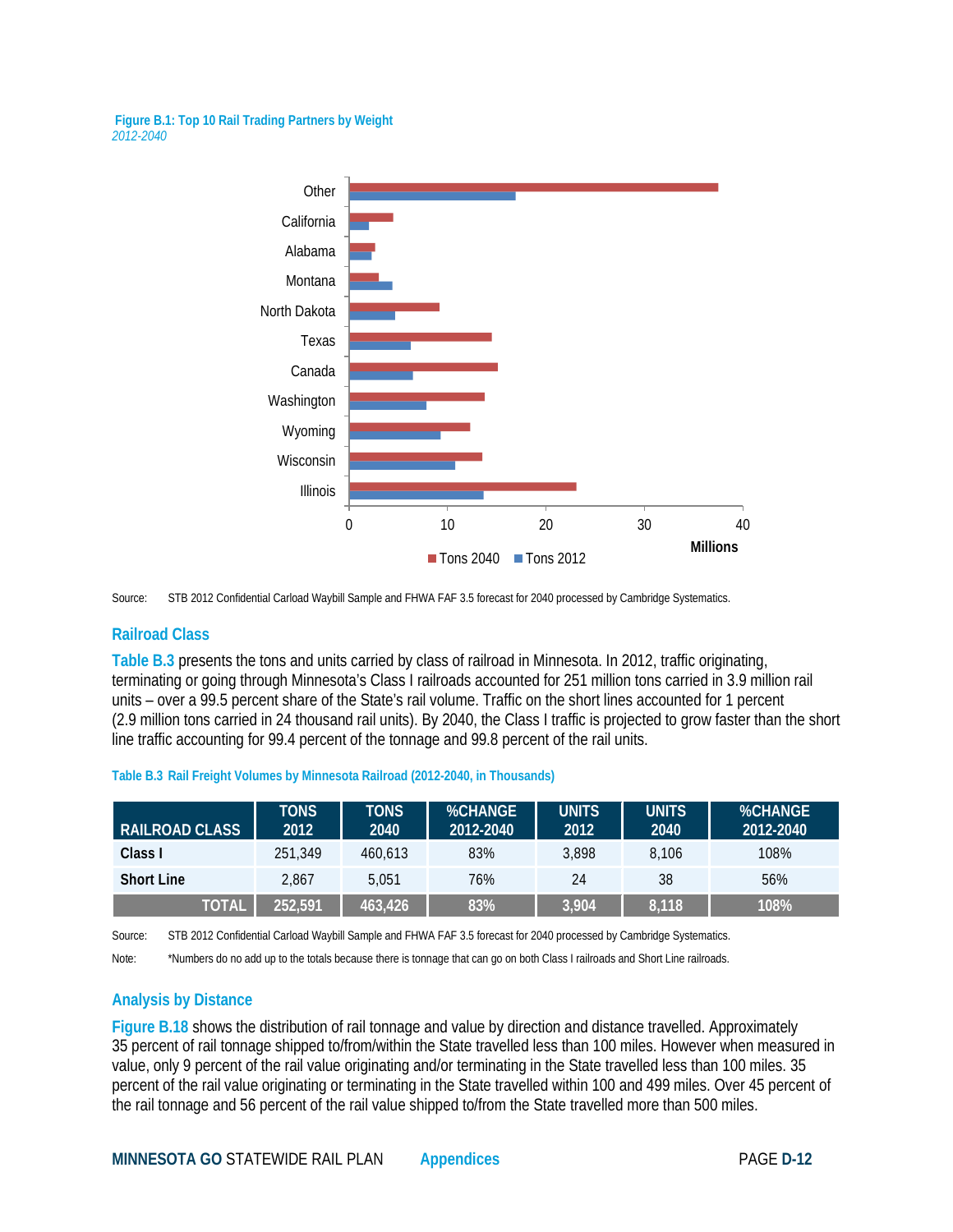**Figure B.1: Top 10 Rail Trading Partners by Weight**
*2012-2040*

Source: STB 2012 Confidential Carload Waybill Sample and FHWA FAF 3.5 forecast for 2040 processed by Cambridge Systematics.

## Railroad Class

Table B.3 presents the tons and units carried by class of railroad in Minnesota. In 2012, traffic originating, terminating or going through Minnesota's Class I railroads accounted for 251 million tons carried in 3.9 million rail units – over a 99.5 percent share of the State's rail volume. Traffic on the short lines accounted for 1 percent (2.9 million tons carried in 24 thousand rail units). By 2040, the Class I traffic is projected to grow faster than the short line traffic accounting for 99.4 percent of the tonnage and 99.8 percent of the rail units.

**Table B.3 Rail Freight Volumes by Minnesota Railroad (2012-2040, in Thousands)**

| RAILROAD CLASS | TONS 2012 | TONS 2040 | %CHANGE 2012-2040 | UNITS 2012 | UNITS 2040 | %CHANGE 2012-2040 |
|---|---|---|---|---|---|---|
| **Class I** | 251,349 | 460,613 | 83% | 3,898 | 8,106 | 108% |
| **Short Line** | 2,867 | 5,051 | 76% | 24 | 38 | 56% |
| **TOTAL** | **252,591** | **463,426** | **83%** | **3,904** | **8,118** | **108%** |

Source: STB 2012 Confidential Carload Waybill Sample and FHWA FAF 3.5 forecast for 2040 processed by Cambridge Systematics.

Note: *Numbers do no add up to the totals because there is tonnage that can go on both Class I railroads and Short Line railroads.

## Analysis by Distance

Figure B.18 shows the distribution of rail tonnage and value by direction and distance travelled. Approximately 35 percent of rail tonnage shipped to/from/within the State travelled less than 100 miles. However when measured in value, only 9 percent of the rail value originating and/or terminating in the State travelled less than 100 miles. 35 percent of the rail value originating or terminating in the State travelled within 100 and 499 miles. Over 45 percent of the rail tonnage and 56 percent of the rail value shipped to/from the State travelled more than 500 miles.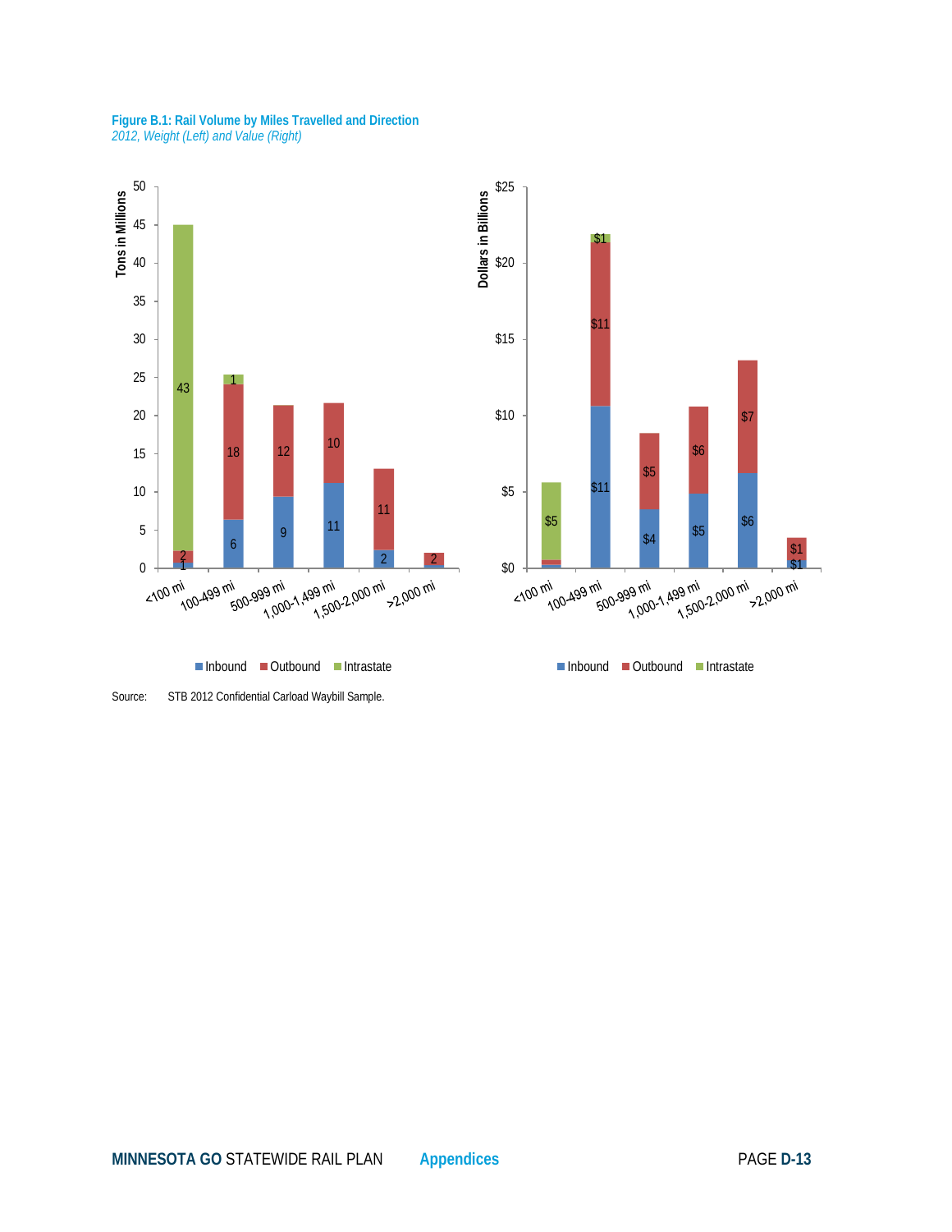**Figure B.1: Rail Volume by Miles Travelled and Direction**
*2012, Weight (Left) and Value (Right)*

Tons in Millions

50
45
40
35
30
25
20
15
10
5
0

43
2
1
1
18
6
12
9
10
11
11
2
2

<100 mi
100-499 mi
500-999 mi
1,000-1,499 mi
1,500-2,000 mi
>2,000 mi

Inbound Outbound Intrastate

Dollars in Billions

$25
$20
$15
$10
$5
$0

$5
$1
$11
$11
$5
$4
$6
$5
$7
$6
$1
$1

<100 mi
100-499 mi
500-999 mi
1,000-1,499 mi
1,500-2,000 mi
>2,000 mi

Inbound Outbound Intrastate

Source: STB 2012 Confidential Carload Waybill Sample.